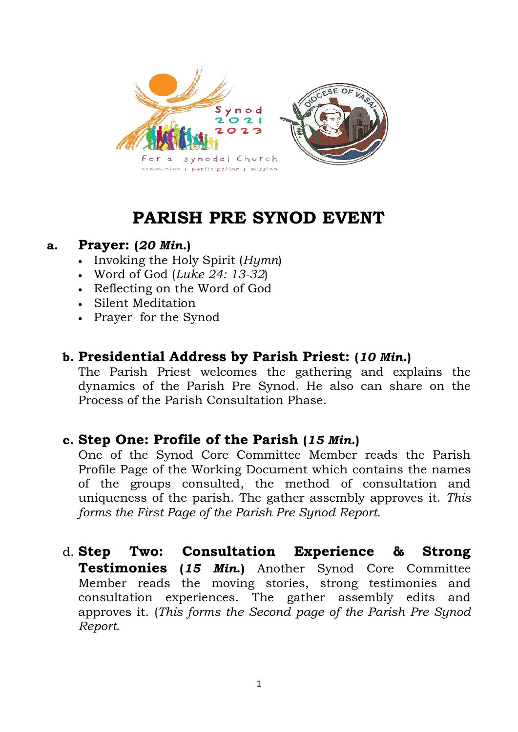# PARISH PRE SYNOD EVENT

**a. Prayer: (*20 Min.*)**

- Invoking the Holy Spirit (*Hymn*)
- Word of God (*Luke 24: 13-32*)
- Reflecting on the Word of God
- Silent Meditation
- Prayer for the Synod

**b. Presidential Address by Parish Priest: (*10 Min.*)**

The Parish Priest welcomes the gathering and explains the dynamics of the Parish Pre Synod. He also can share on the Process of the Parish Consultation Phase.

**c. Step One: Profile of the Parish (*15 Min.*)**

One of the Synod Core Committee Member reads the Parish Profile Page of the Working Document which contains the names of the groups consulted, the method of consultation and uniqueness of the parish. The gather assembly approves it. *This forms the First Page of the Parish Pre Synod Report.*

d. **Step Two: Consultation Experience & Strong Testimonies (*15 Min.*)** Another Synod Core Committee Member reads the moving stories, strong testimonies and consultation experiences. The gather assembly edits and approves it. (*This forms the Second page of the Parish Pre Synod Report.*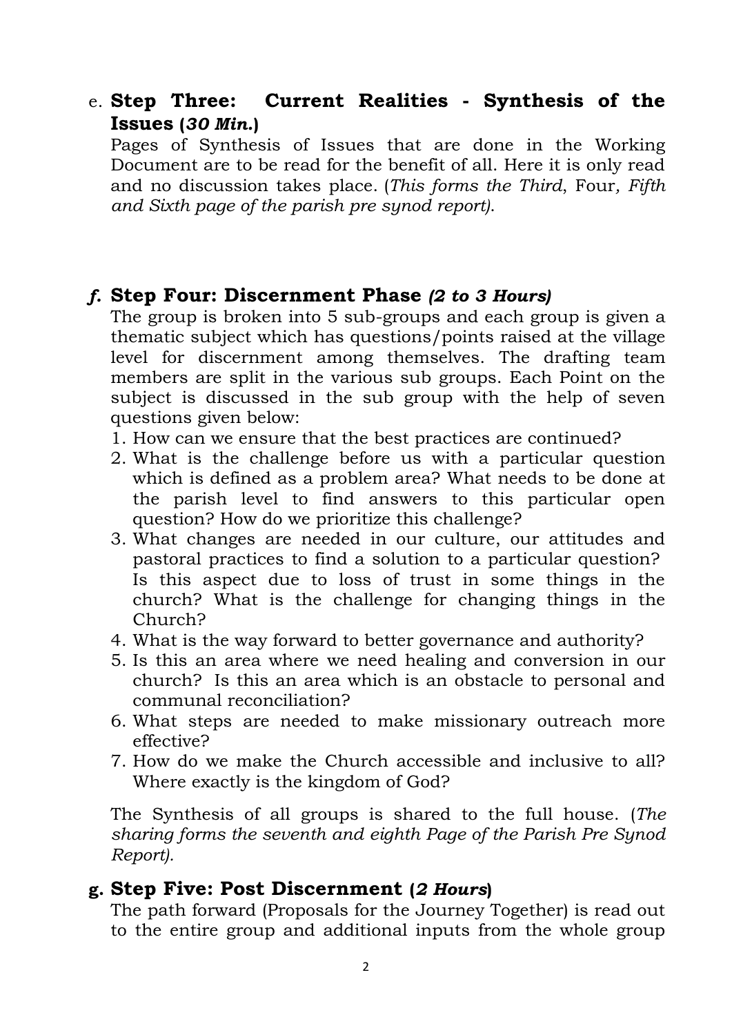e. **Step Three: Current Realities - Synthesis of the Issues (*30 Min.*)**

Pages of Synthesis of Issues that are done in the Working Document are to be read for the benefit of all. Here it is only read and no discussion takes place. (*This forms the Third*, Four*, Fifth and Sixth page of the parish pre synod report).*

***f.* Step Four: Discernment Phase *(2 to 3 Hours)***

The group is broken into 5 sub-groups and each group is given a thematic subject which has questions/points raised at the village level for discernment among themselves. The drafting team members are split in the various sub groups. Each Point on the subject is discussed in the sub group with the help of seven questions given below:

1. How can we ensure that the best practices are continued?
2. What is the challenge before us with a particular question which is defined as a problem area? What needs to be done at the parish level to find answers to this particular open question? How do we prioritize this challenge?
3. What changes are needed in our culture, our attitudes and pastoral practices to find a solution to a particular question? Is this aspect due to loss of trust in some things in the church? What is the challenge for changing things in the Church?
4. What is the way forward to better governance and authority?
5. Is this an area where we need healing and conversion in our church? Is this an area which is an obstacle to personal and communal reconciliation?
6. What steps are needed to make missionary outreach more effective?
7. How do we make the Church accessible and inclusive to all? Where exactly is the kingdom of God?

The Synthesis of all groups is shared to the full house. (*The sharing forms the seventh and eighth Page of the Parish Pre Synod Report).*

**g. Step Five: Post Discernment (*2 Hours*)**

The path forward (Proposals for the Journey Together) is read out to the entire group and additional inputs from the whole group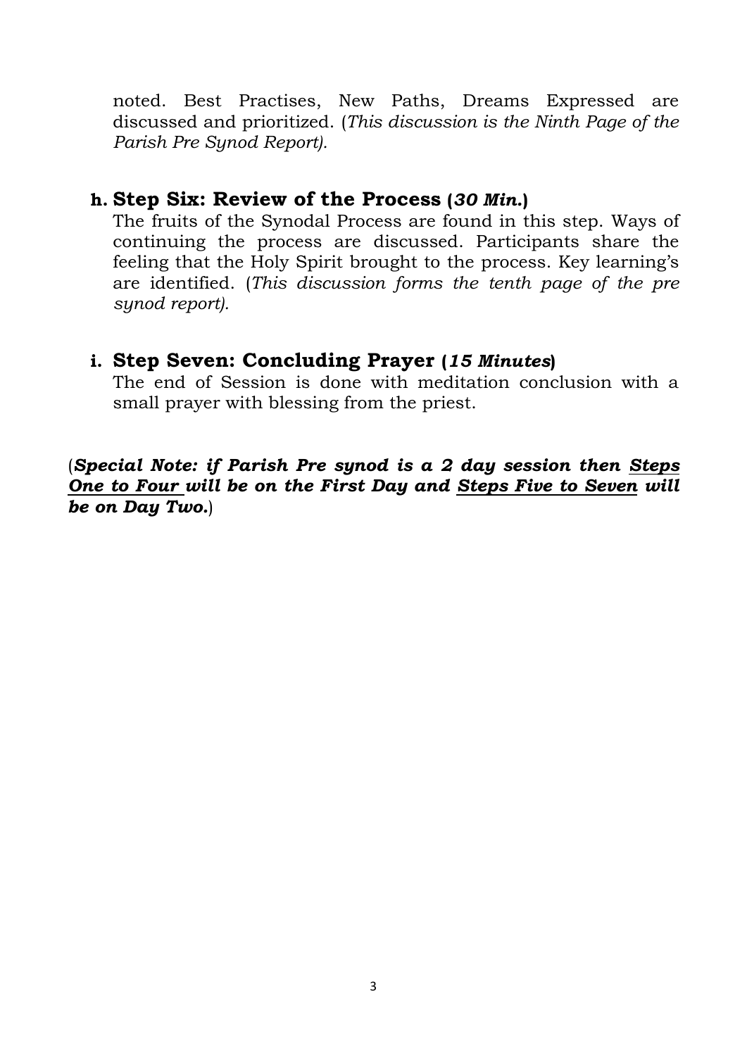noted. Best Practises, New Paths, Dreams Expressed are discussed and prioritized. (*This discussion is the Ninth Page of the Parish Pre Synod Report).*

### h. Step Six: Review of the Process (*30 Min.*)

The fruits of the Synodal Process are found in this step. Ways of continuing the process are discussed. Participants share the feeling that the Holy Spirit brought to the process. Key learning's are identified. (*This discussion forms the tenth page of the pre synod report).*

### i. Step Seven: Concluding Prayer (*15 Minutes*)

The end of Session is done with meditation conclusion with a small prayer with blessing from the priest.

(***Special Note: if Parish Pre synod is a 2 day session then <u>Steps One to Four</u> will be on the First Day and <u>Steps Five to Seven</u> will be on Day Two.***)